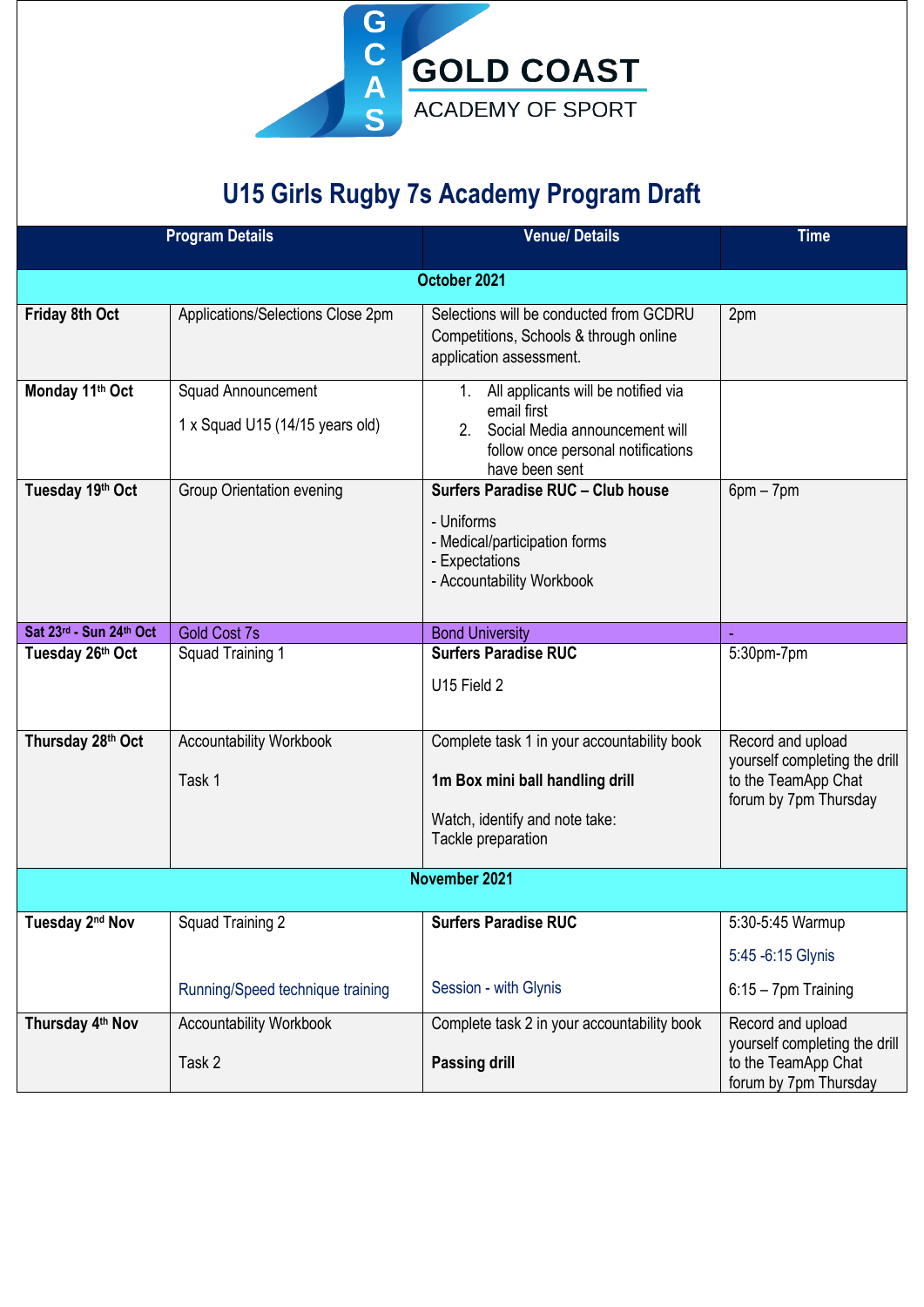GOLD COAST ACADEMY OF SPORT

# U15 Girls Rugby 7s Academy Program Draft

| Program Details | | Venue/ Details | Time |
|---|---|---|---|
| **October 2021** | | | |
| **Friday 8th Oct** | Applications/Selections Close 2pm | Selections will be conducted from GCDRU Competitions, Schools & through online application assessment. | 2pm |
| **Monday 11th Oct** | Squad Announcement<br><br>1 x Squad U15 (14/15 years old) | 1. All applicants will be notified via email first<br>2. Social Media announcement will follow once personal notifications have been sent | |
| **Tuesday 19th Oct** | Group Orientation evening | **Surfers Paradise RUC – Club house**<br><br>- Uniforms<br>- Medical/participation forms<br>- Expectations<br>- Accountability Workbook | 6pm – 7pm |
| **Sat 23rd - Sun 24th Oct** | Gold Cost 7s | Bond University | - |
| **Tuesday 26th Oct** | Squad Training 1 | **Surfers Paradise RUC**<br><br>U15 Field 2 | 5:30pm-7pm |
| **Thursday 28th Oct** | Accountability Workbook<br><br>Task 1 | Complete task 1 in your accountability book<br><br>**1m Box mini ball handling drill**<br><br>Watch, identify and note take:<br>Tackle preparation | Record and upload yourself completing the drill to the TeamApp Chat forum by 7pm Thursday |
| **November 2021** | | | |
| **Tuesday 2nd Nov** | Squad Training 2<br><br>Running/Speed technique training | **Surfers Paradise RUC**<br><br>Session - with Glynis | 5:30-5:45 Warmup<br><br>5:45 -6:15 Glynis<br><br>6:15 – 7pm Training |
| **Thursday 4th Nov** | Accountability Workbook<br><br>Task 2 | Complete task 2 in your accountability book<br><br>**Passing drill** | Record and upload yourself completing the drill to the TeamApp Chat forum by 7pm Thursday |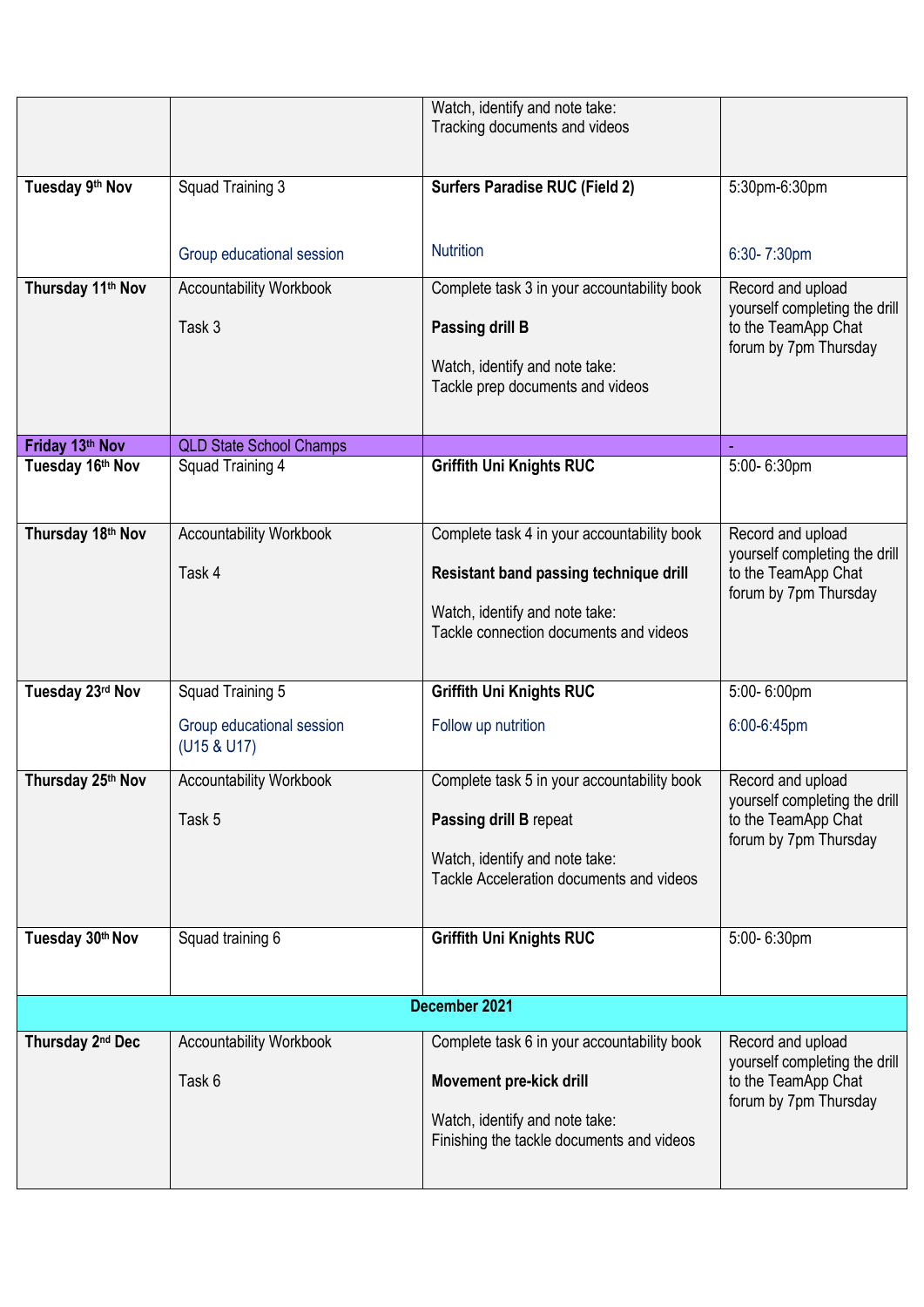| | | | |
|---|---|---|---|
| | | Watch, identify and note take:<br>Tracking documents and videos | |
| **Tuesday 9th Nov** | Squad Training 3<br><br>Group educational session | **Surfers Paradise RUC (Field 2)**<br><br>Nutrition | 5:30pm-6:30pm<br><br>6:30- 7:30pm |
| **Thursday 11th Nov** | Accountability Workbook<br><br>Task 3 | Complete task 3 in your accountability book<br><br>**Passing drill B**<br><br>Watch, identify and note take:<br>Tackle prep documents and videos | Record and upload yourself completing the drill to the TeamApp Chat forum by 7pm Thursday |
| **Friday 13th Nov** | QLD State School Champs | | - |
| **Tuesday 16th Nov** | Squad Training 4 | **Griffith Uni Knights RUC** | 5:00- 6:30pm |
| **Thursday 18th Nov** | Accountability Workbook<br><br>Task 4 | Complete task 4 in your accountability book<br><br>**Resistant band passing technique drill**<br><br>Watch, identify and note take:<br>Tackle connection documents and videos | Record and upload yourself completing the drill to the TeamApp Chat forum by 7pm Thursday |
| **Tuesday 23rd Nov** | Squad Training 5<br><br>Group educational session (U15 & U17) | **Griffith Uni Knights RUC**<br><br>Follow up nutrition | 5:00- 6:00pm<br><br>6:00-6:45pm |
| **Thursday 25th Nov** | Accountability Workbook<br><br>Task 5 | Complete task 5 in your accountability book<br><br>**Passing drill B** repeat<br><br>Watch, identify and note take:<br>Tackle Acceleration documents and videos | Record and upload yourself completing the drill to the TeamApp Chat forum by 7pm Thursday |
| **Tuesday 30th Nov** | Squad training 6 | **Griffith Uni Knights RUC** | 5:00- 6:30pm |
| | | **December 2021** | |
| **Thursday 2nd Dec** | Accountability Workbook<br><br>Task 6 | Complete task 6 in your accountability book<br><br>**Movement pre-kick drill**<br><br>Watch, identify and note take:<br>Finishing the tackle documents and videos | Record and upload yourself completing the drill to the TeamApp Chat forum by 7pm Thursday |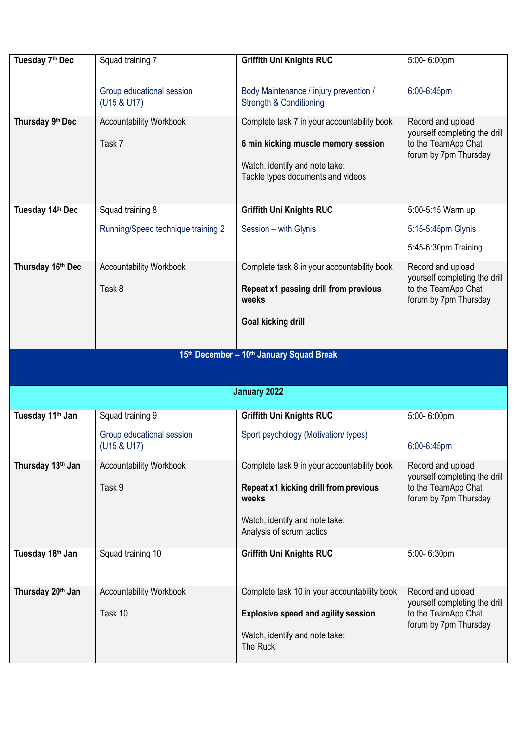| | | | |
|---|---|---|---|
| **Tuesday 7th Dec** | Squad training 7<br><br>Group educational session (U15 & U17) | **Griffith Uni Knights RUC**<br><br>Body Maintenance / injury prevention / Strength & Conditioning | 5:00- 6:00pm<br><br>6:00-6:45pm |
| **Thursday 9th Dec** | Accountability Workbook<br><br>Task 7 | Complete task 7 in your accountability book<br><br>**6 min kicking muscle memory session**<br><br>Watch, identify and note take:<br>Tackle types documents and videos | Record and upload yourself completing the drill to the TeamApp Chat forum by 7pm Thursday |
| **Tuesday 14th Dec** | Squad training 8<br><br>Running/Speed technique training 2 | **Griffith Uni Knights RUC**<br><br>Session – with Glynis | 5:00-5:15 Warm up<br><br>5:15-5:45pm Glynis<br><br>5:45-6:30pm Training |
| **Thursday 16th Dec** | Accountability Workbook<br><br>Task 8 | Complete task 8 in your accountability book<br><br>**Repeat x1 passing drill from previous weeks**<br><br>**Goal kicking drill** | Record and upload yourself completing the drill to the TeamApp Chat forum by 7pm Thursday |
| **15th December – 10th January Squad Break** | | | |
| **January 2022** | | | |
| **Tuesday 11th Jan** | Squad training 9<br><br>Group educational session (U15 & U17) | **Griffith Uni Knights RUC**<br><br>Sport psychology (Motivation/ types) | 5:00- 6:00pm<br><br>6:00-6:45pm |
| **Thursday 13th Jan** | Accountability Workbook<br><br>Task 9 | Complete task 9 in your accountability book<br><br>**Repeat x1 kicking drill from previous weeks**<br><br>Watch, identify and note take:<br>Analysis of scrum tactics | Record and upload yourself completing the drill to the TeamApp Chat forum by 7pm Thursday |
| **Tuesday 18th Jan** | Squad training 10 | **Griffith Uni Knights RUC** | 5:00- 6:30pm |
| **Thursday 20th Jan** | Accountability Workbook<br><br>Task 10 | Complete task 10 in your accountability book<br><br>**Explosive speed and agility session**<br><br>Watch, identify and note take:<br>The Ruck | Record and upload yourself completing the drill to the TeamApp Chat forum by 7pm Thursday |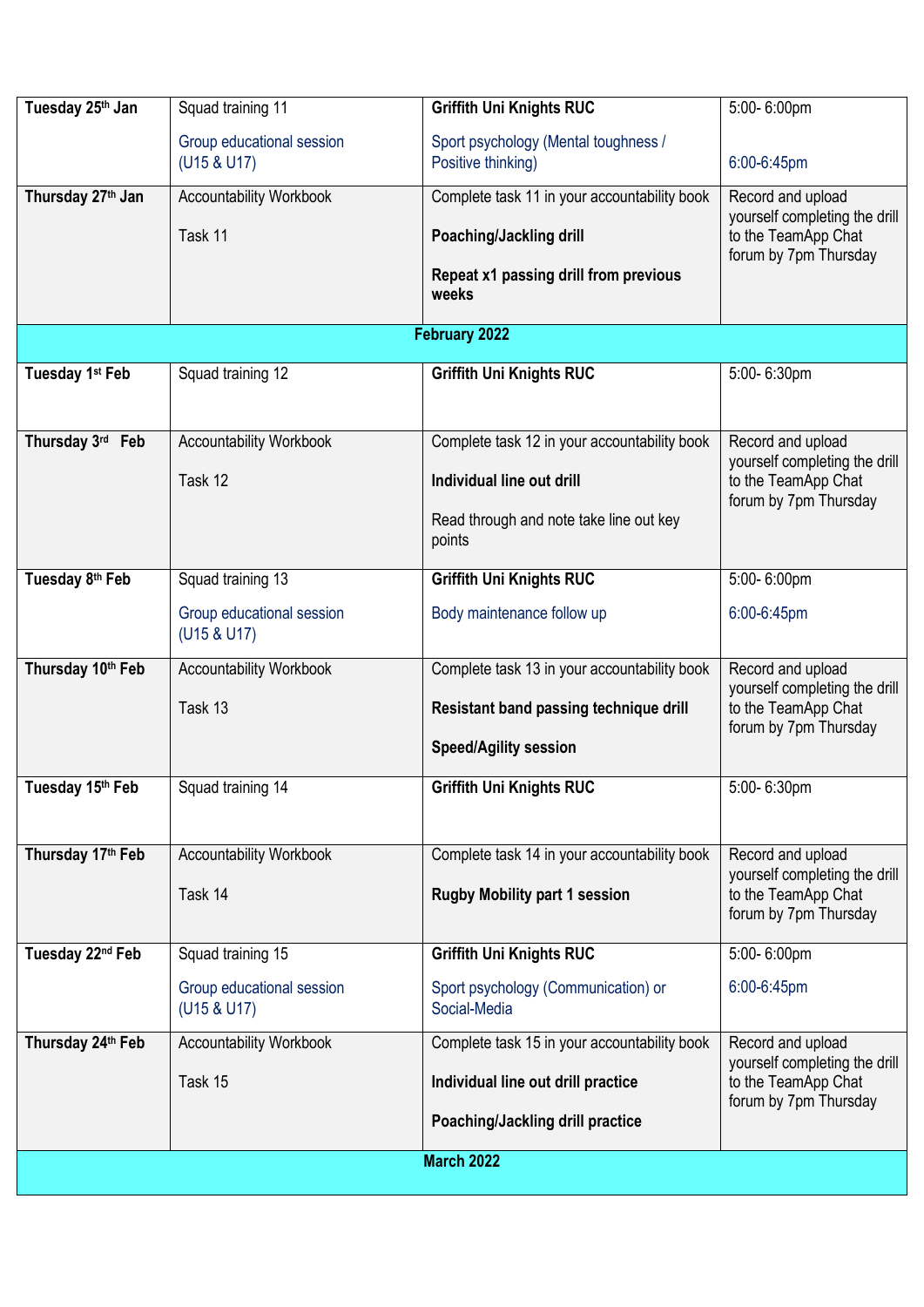| Tuesday 25th Jan | Squad training 11<br><br>Group educational session (U15 & U17) | **Griffith Uni Knights RUC**<br><br>Sport psychology (Mental toughness / Positive thinking) | 5:00- 6:00pm<br><br>6:00-6:45pm |
|---|---|---|---|
| **Thursday 27th Jan** | Accountability Workbook<br><br>Task 11 | Complete task 11 in your accountability book<br><br>**Poaching/Jackling drill**<br><br>**Repeat x1 passing drill from previous weeks** | Record and upload yourself completing the drill to the TeamApp Chat forum by 7pm Thursday |
| | | **February 2022** | |
| **Tuesday 1st Feb** | Squad training 12 | **Griffith Uni Knights RUC** | 5:00- 6:30pm |
| **Thursday 3rd Feb** | Accountability Workbook<br><br>Task 12 | Complete task 12 in your accountability book<br><br>**Individual line out drill**<br><br>Read through and note take line out key points | Record and upload yourself completing the drill to the TeamApp Chat forum by 7pm Thursday |
| **Tuesday 8th Feb** | Squad training 13<br><br>Group educational session (U15 & U17) | **Griffith Uni Knights RUC**<br><br>Body maintenance follow up | 5:00- 6:00pm<br><br>6:00-6:45pm |
| **Thursday 10th Feb** | Accountability Workbook<br><br>Task 13 | Complete task 13 in your accountability book<br><br>**Resistant band passing technique drill**<br><br>**Speed/Agility session** | Record and upload yourself completing the drill to the TeamApp Chat forum by 7pm Thursday |
| **Tuesday 15th Feb** | Squad training 14 | **Griffith Uni Knights RUC** | 5:00- 6:30pm |
| **Thursday 17th Feb** | Accountability Workbook<br><br>Task 14 | Complete task 14 in your accountability book<br><br>**Rugby Mobility part 1 session** | Record and upload yourself completing the drill to the TeamApp Chat forum by 7pm Thursday |
| **Tuesday 22nd Feb** | Squad training 15<br><br>Group educational session (U15 & U17) | **Griffith Uni Knights RUC**<br><br>Sport psychology (Communication) or Social-Media | 5:00- 6:00pm<br><br>6:00-6:45pm |
| **Thursday 24th Feb** | Accountability Workbook<br><br>Task 15 | Complete task 15 in your accountability book<br><br>**Individual line out drill practice**<br><br>**Poaching/Jackling drill practice** | Record and upload yourself completing the drill to the TeamApp Chat forum by 7pm Thursday |
| | | **March 2022** | |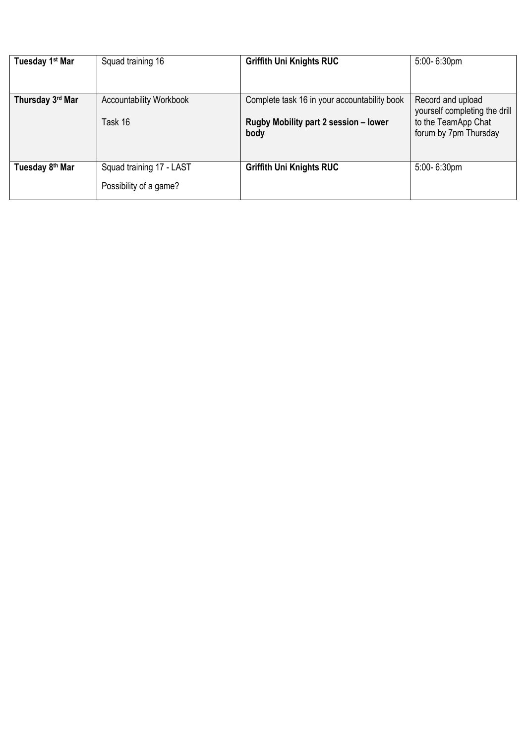| | | | |
|---|---|---|---|
| **Tuesday 1st Mar** | Squad training 16 | **Griffith Uni Knights RUC** | 5:00- 6:30pm |
| **Thursday 3rd Mar** | Accountability Workbook<br><br>Task 16 | Complete task 16 in your accountability book<br><br>**Rugby Mobility part 2 session – lower body** | Record and upload yourself completing the drill to the TeamApp Chat forum by 7pm Thursday |
| **Tuesday 8th Mar** | Squad training 17 - LAST<br><br>Possibility of a game? | **Griffith Uni Knights RUC** | 5:00- 6:30pm |